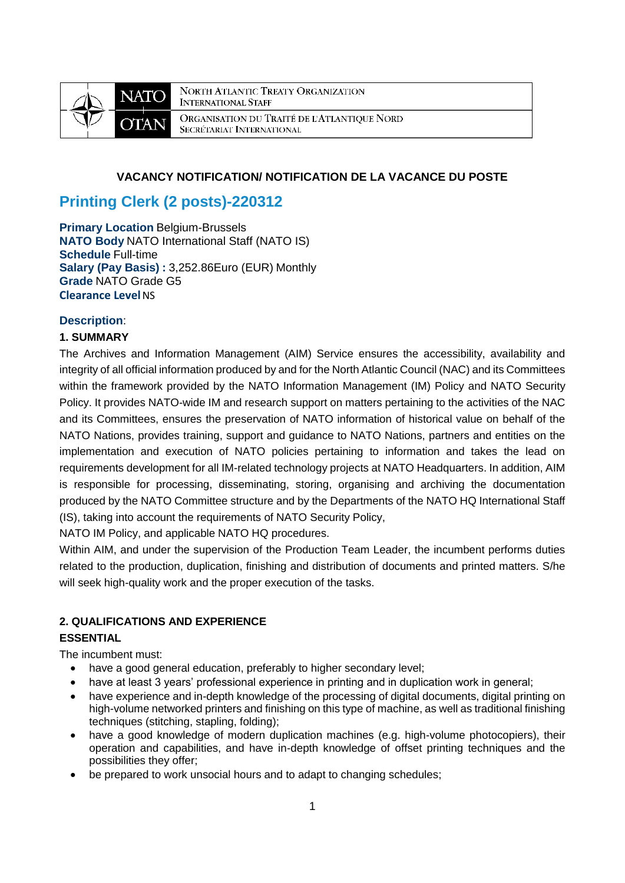NATO OTAN

NORTH ATLANTIC TREATY ORGANIZATION
INTERNATIONAL STAFF

ORGANISATION DU TRAITÉ DE L'ATLANTIQUE NORD
SECRÉTARIAT INTERNATIONAL

**VACANCY NOTIFICATION/ NOTIFICATION DE LA VACANCE DU POSTE**

# Printing Clerk (2 posts)-220312

**Primary Location** Belgium-Brussels
**NATO Body** NATO International Staff (NATO IS)
**Schedule** Full-time
**Salary (Pay Basis) :** 3,252.86Euro (EUR) Monthly
**Grade** NATO Grade G5
**Clearance Level** NS

**Description**:

## 1. SUMMARY

The Archives and Information Management (AIM) Service ensures the accessibility, availability and integrity of all official information produced by and for the North Atlantic Council (NAC) and its Committees within the framework provided by the NATO Information Management (IM) Policy and NATO Security Policy. It provides NATO-wide IM and research support on matters pertaining to the activities of the NAC and its Committees, ensures the preservation of NATO information of historical value on behalf of the NATO Nations, provides training, support and guidance to NATO Nations, partners and entities on the implementation and execution of NATO policies pertaining to information and takes the lead on requirements development for all IM-related technology projects at NATO Headquarters. In addition, AIM is responsible for processing, disseminating, storing, organising and archiving the documentation produced by the NATO Committee structure and by the Departments of the NATO HQ International Staff (IS), taking into account the requirements of NATO Security Policy,
NATO IM Policy, and applicable NATO HQ procedures.
Within AIM, and under the supervision of the Production Team Leader, the incumbent performs duties related to the production, duplication, finishing and distribution of documents and printed matters. S/he will seek high-quality work and the proper execution of the tasks.

## 2. QUALIFICATIONS AND EXPERIENCE

### ESSENTIAL

The incumbent must:

- have a good general education, preferably to higher secondary level;
- have at least 3 years' professional experience in printing and in duplication work in general;
- have experience and in-depth knowledge of the processing of digital documents, digital printing on high-volume networked printers and finishing on this type of machine, as well as traditional finishing techniques (stitching, stapling, folding);
- have a good knowledge of modern duplication machines (e.g. high-volume photocopiers), their operation and capabilities, and have in-depth knowledge of offset printing techniques and the possibilities they offer;
- be prepared to work unsocial hours and to adapt to changing schedules;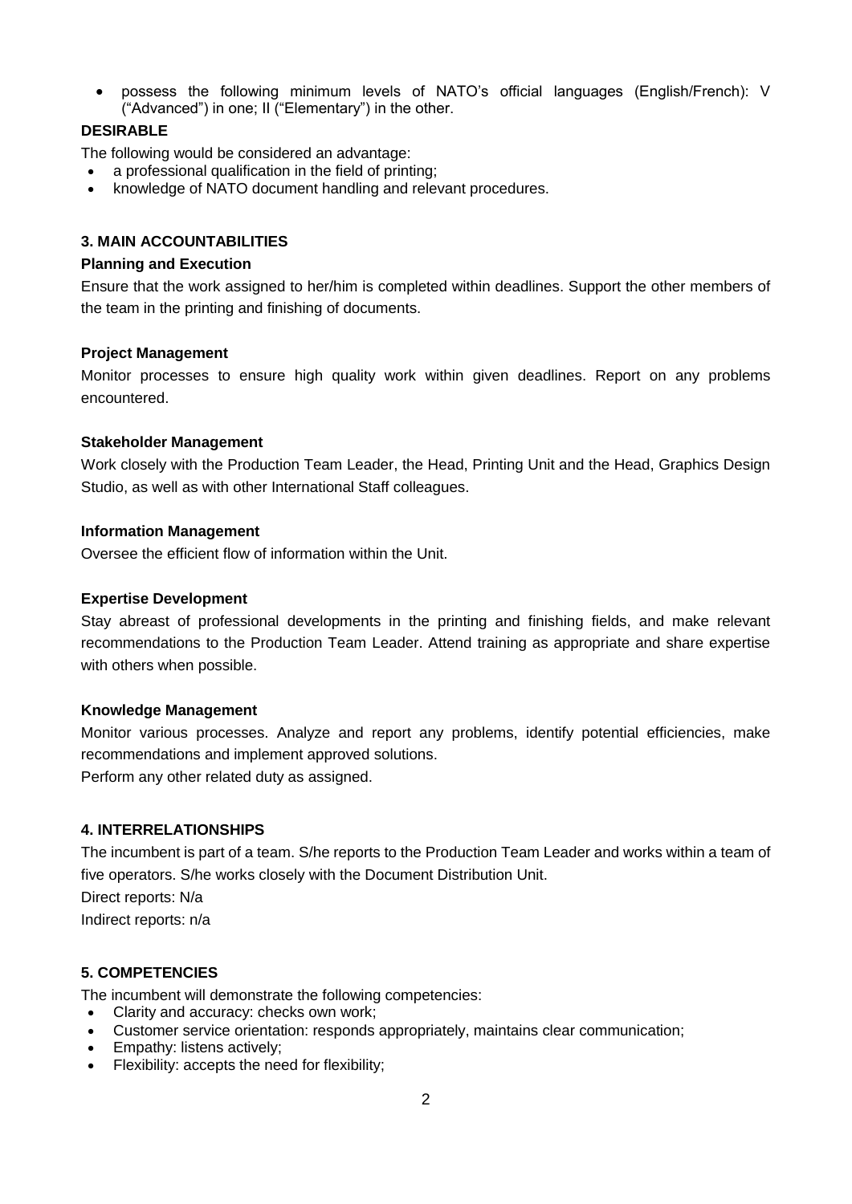- possess the following minimum levels of NATO's official languages (English/French): V ("Advanced") in one; II ("Elementary") in the other.

**DESIRABLE**

The following would be considered an advantage:

- a professional qualification in the field of printing;
- knowledge of NATO document handling and relevant procedures.

## 3. MAIN ACCOUNTABILITIES

**Planning and Execution**

Ensure that the work assigned to her/him is completed within deadlines. Support the other members of the team in the printing and finishing of documents.

**Project Management**

Monitor processes to ensure high quality work within given deadlines. Report on any problems encountered.

**Stakeholder Management**

Work closely with the Production Team Leader, the Head, Printing Unit and the Head, Graphics Design Studio, as well as with other International Staff colleagues.

**Information Management**

Oversee the efficient flow of information within the Unit.

**Expertise Development**

Stay abreast of professional developments in the printing and finishing fields, and make relevant recommendations to the Production Team Leader. Attend training as appropriate and share expertise with others when possible.

**Knowledge Management**

Monitor various processes. Analyze and report any problems, identify potential efficiencies, make recommendations and implement approved solutions.

Perform any other related duty as assigned.

## 4. INTERRELATIONSHIPS

The incumbent is part of a team. S/he reports to the Production Team Leader and works within a team of five operators. S/he works closely with the Document Distribution Unit.

Direct reports: N/a

Indirect reports: n/a

## 5. COMPETENCIES

The incumbent will demonstrate the following competencies:

- Clarity and accuracy: checks own work;
- Customer service orientation: responds appropriately, maintains clear communication;
- Empathy: listens actively;
- Flexibility: accepts the need for flexibility;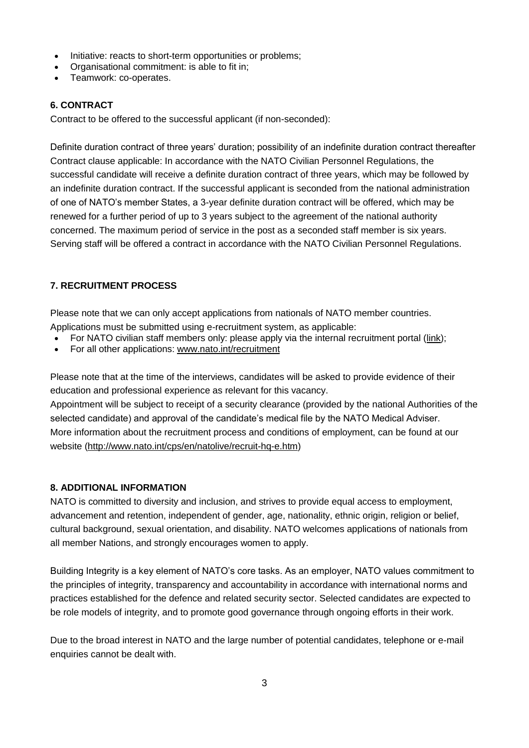- Initiative: reacts to short-term opportunities or problems;
- Organisational commitment: is able to fit in;
- Teamwork: co-operates.

### 6. CONTRACT

Contract to be offered to the successful applicant (if non-seconded):

Definite duration contract of three years' duration; possibility of an indefinite duration contract thereafter
Contract clause applicable: In accordance with the NATO Civilian Personnel Regulations, the successful candidate will receive a definite duration contract of three years, which may be followed by an indefinite duration contract. If the successful applicant is seconded from the national administration of one of NATO's member States, a 3-year definite duration contract will be offered, which may be renewed for a further period of up to 3 years subject to the agreement of the national authority concerned. The maximum period of service in the post as a seconded staff member is six years.
Serving staff will be offered a contract in accordance with the NATO Civilian Personnel Regulations.

### 7. RECRUITMENT PROCESS

Please note that we can only accept applications from nationals of NATO member countries.
Applications must be submitted using e-recruitment system, as applicable:

- For NATO civilian staff members only: please apply via the internal recruitment portal (link);
- For all other applications: www.nato.int/recruitment

Please note that at the time of the interviews, candidates will be asked to provide evidence of their education and professional experience as relevant for this vacancy.
Appointment will be subject to receipt of a security clearance (provided by the national Authorities of the selected candidate) and approval of the candidate's medical file by the NATO Medical Adviser.
More information about the recruitment process and conditions of employment, can be found at our website (http://www.nato.int/cps/en/natolive/recruit-hq-e.htm)

### 8. ADDITIONAL INFORMATION

NATO is committed to diversity and inclusion, and strives to provide equal access to employment, advancement and retention, independent of gender, age, nationality, ethnic origin, religion or belief, cultural background, sexual orientation, and disability. NATO welcomes applications of nationals from all member Nations, and strongly encourages women to apply.

Building Integrity is a key element of NATO's core tasks. As an employer, NATO values commitment to the principles of integrity, transparency and accountability in accordance with international norms and practices established for the defence and related security sector. Selected candidates are expected to be role models of integrity, and to promote good governance through ongoing efforts in their work.

Due to the broad interest in NATO and the large number of potential candidates, telephone or e-mail enquiries cannot be dealt with.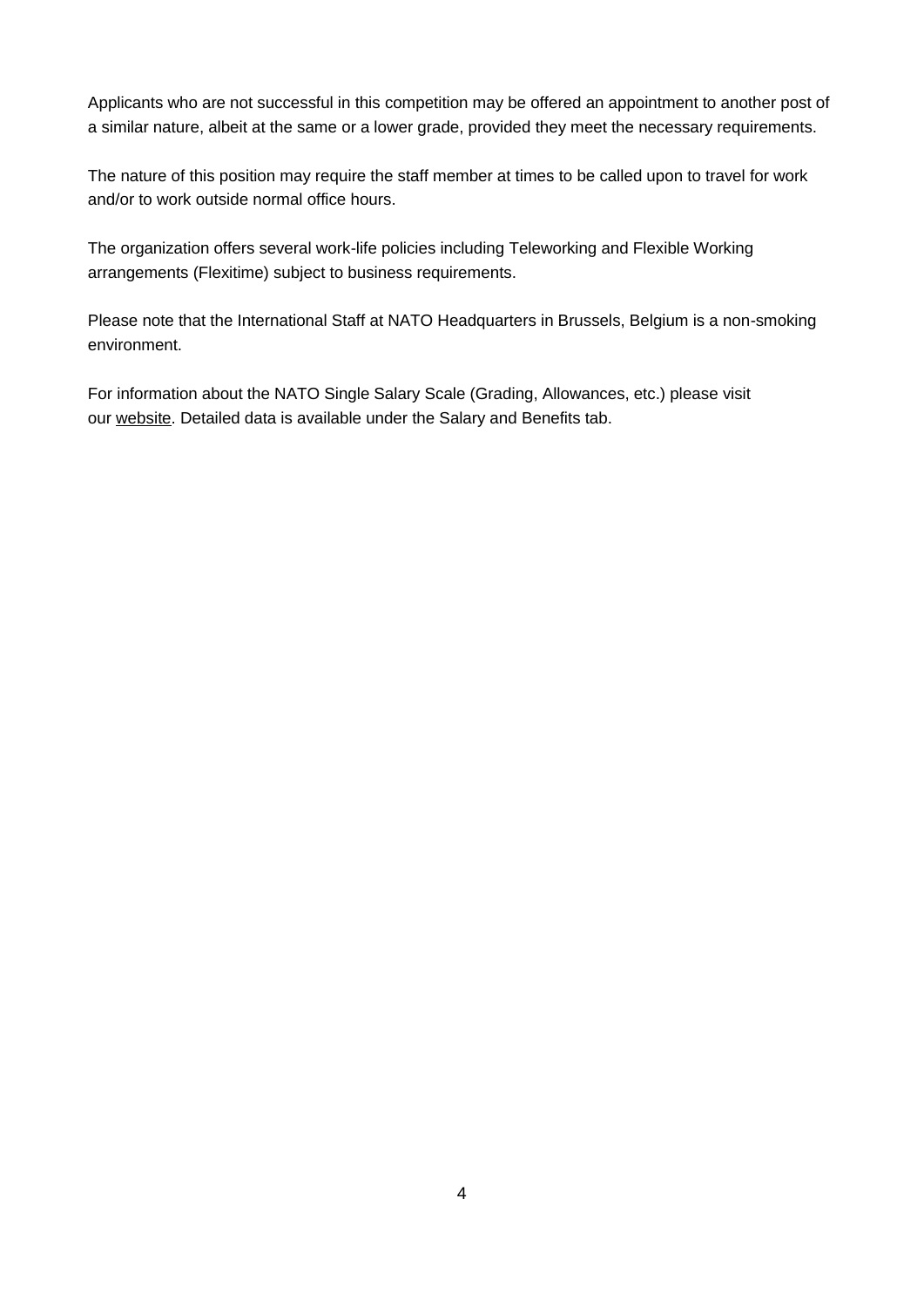Applicants who are not successful in this competition may be offered an appointment to another post of a similar nature, albeit at the same or a lower grade, provided they meet the necessary requirements.

The nature of this position may require the staff member at times to be called upon to travel for work and/or to work outside normal office hours.

The organization offers several work-life policies including Teleworking and Flexible Working arrangements (Flexitime) subject to business requirements.

Please note that the International Staff at NATO Headquarters in Brussels, Belgium is a non-smoking environment.

For information about the NATO Single Salary Scale (Grading, Allowances, etc.) please visit our website. Detailed data is available under the Salary and Benefits tab.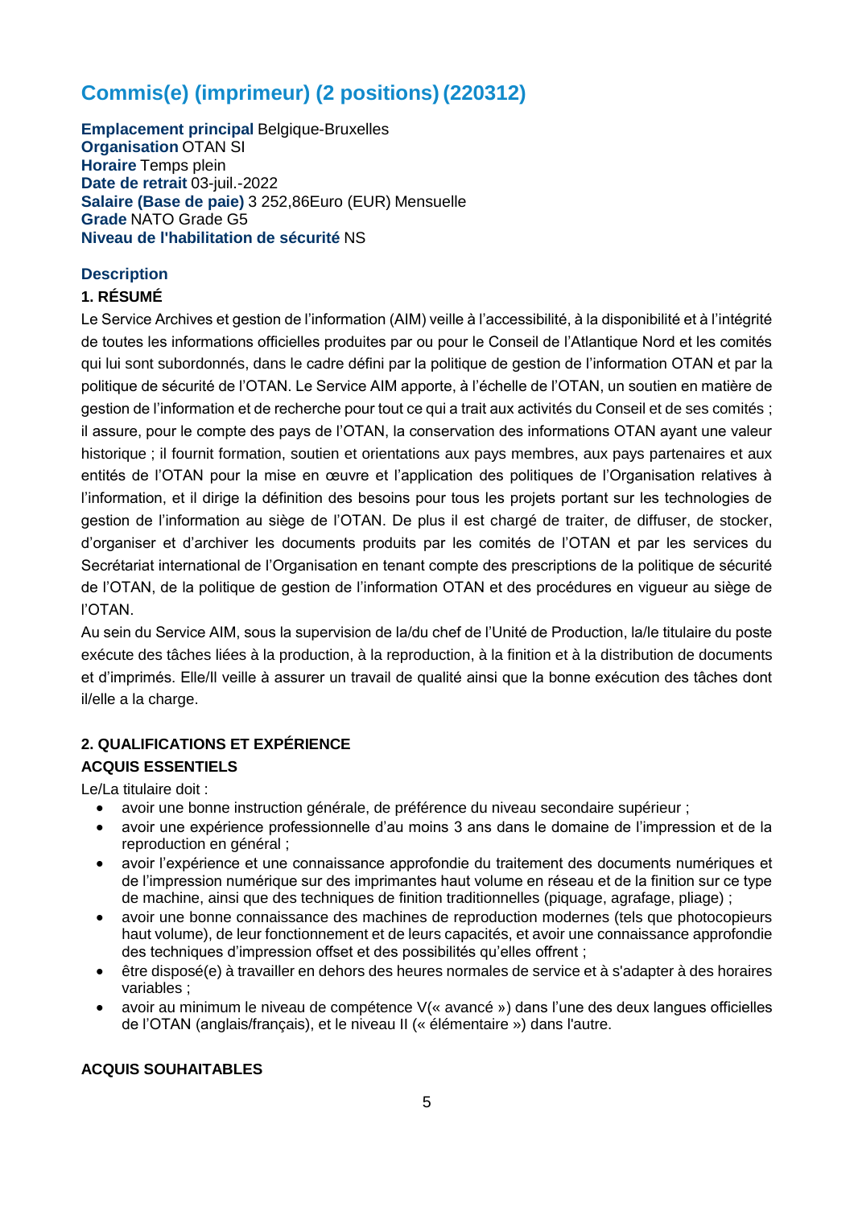## Commis(e) (imprimeur) (2 positions) (220312)

**Emplacement principal** Belgique-Bruxelles
**Organisation** OTAN SI
**Horaire** Temps plein
**Date de retrait** 03-juil.-2022
**Salaire (Base de paie)** 3 252,86Euro (EUR) Mensuelle
**Grade** NATO Grade G5
**Niveau de l'habilitation de sécurité** NS

### Description

**1. RÉSUMÉ**

Le Service Archives et gestion de l'information (AIM) veille à l'accessibilité, à la disponibilité et à l'intégrité de toutes les informations officielles produites par ou pour le Conseil de l'Atlantique Nord et les comités qui lui sont subordonnés, dans le cadre défini par la politique de gestion de l'information OTAN et par la politique de sécurité de l'OTAN. Le Service AIM apporte, à l'échelle de l'OTAN, un soutien en matière de gestion de l'information et de recherche pour tout ce qui a trait aux activités du Conseil et de ses comités ; il assure, pour le compte des pays de l'OTAN, la conservation des informations OTAN ayant une valeur historique ; il fournit formation, soutien et orientations aux pays membres, aux pays partenaires et aux entités de l'OTAN pour la mise en œuvre et l'application des politiques de l'Organisation relatives à l'information, et il dirige la définition des besoins pour tous les projets portant sur les technologies de gestion de l'information au siège de l'OTAN. De plus il est chargé de traiter, de diffuser, de stocker, d'organiser et d'archiver les documents produits par les comités de l'OTAN et par les services du Secrétariat international de l'Organisation en tenant compte des prescriptions de la politique de sécurité de l'OTAN, de la politique de gestion de l'information OTAN et des procédures en vigueur au siège de l'OTAN.

Au sein du Service AIM, sous la supervision de la/du chef de l'Unité de Production, la/le titulaire du poste exécute des tâches liées à la production, à la reproduction, à la finition et à la distribution de documents et d'imprimés. Elle/Il veille à assurer un travail de qualité ainsi que la bonne exécution des tâches dont il/elle a la charge.

**2. QUALIFICATIONS ET EXPÉRIENCE**

**ACQUIS ESSENTIELS**

Le/La titulaire doit :

- avoir une bonne instruction générale, de préférence du niveau secondaire supérieur ;
- avoir une expérience professionnelle d'au moins 3 ans dans le domaine de l'impression et de la reproduction en général ;
- avoir l'expérience et une connaissance approfondie du traitement des documents numériques et de l'impression numérique sur des imprimantes haut volume en réseau et de la finition sur ce type de machine, ainsi que des techniques de finition traditionnelles (piquage, agrafage, pliage) ;
- avoir une bonne connaissance des machines de reproduction modernes (tels que photocopieurs haut volume), de leur fonctionnement et de leurs capacités, et avoir une connaissance approfondie des techniques d'impression offset et des possibilités qu'elles offrent ;
- être disposé(e) à travailler en dehors des heures normales de service et à s'adapter à des horaires variables ;
- avoir au minimum le niveau de compétence V(« avancé ») dans l'une des deux langues officielles de l'OTAN (anglais/français), et le niveau II (« élémentaire ») dans l'autre.

**ACQUIS SOUHAITABLES**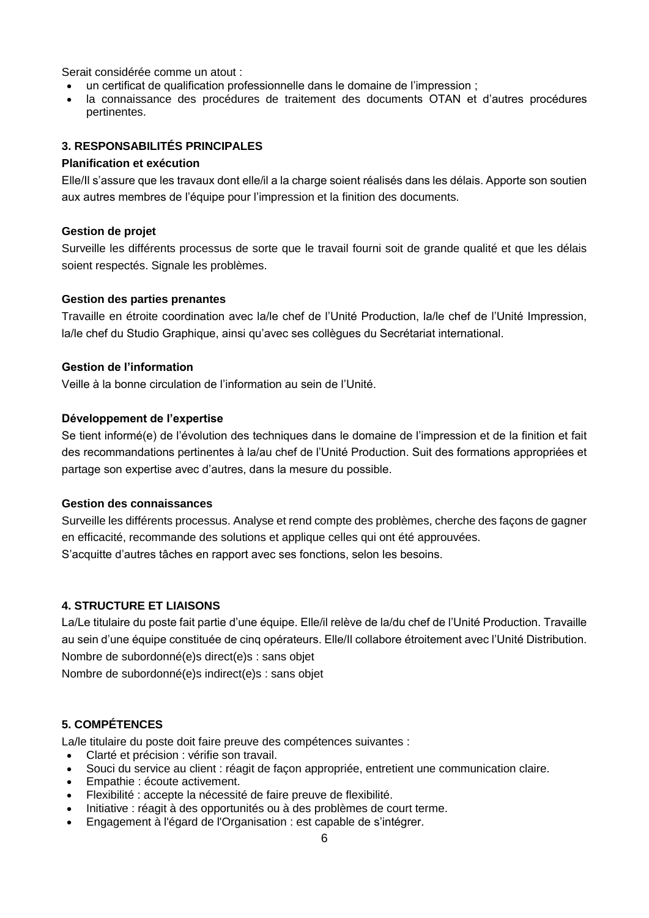Serait considérée comme un atout :

- un certificat de qualification professionnelle dans le domaine de l'impression ;
- la connaissance des procédures de traitement des documents OTAN et d'autres procédures pertinentes.

### 3. RESPONSABILITÉS PRINCIPALES

**Planification et exécution**

Elle/Il s'assure que les travaux dont elle/il a la charge soient réalisés dans les délais. Apporte son soutien aux autres membres de l'équipe pour l'impression et la finition des documents.

**Gestion de projet**

Surveille les différents processus de sorte que le travail fourni soit de grande qualité et que les délais soient respectés. Signale les problèmes.

**Gestion des parties prenantes**

Travaille en étroite coordination avec la/le chef de l'Unité Production, la/le chef de l'Unité Impression, la/le chef du Studio Graphique, ainsi qu'avec ses collègues du Secrétariat international.

**Gestion de l'information**

Veille à la bonne circulation de l'information au sein de l'Unité.

**Développement de l'expertise**

Se tient informé(e) de l'évolution des techniques dans le domaine de l'impression et de la finition et fait des recommandations pertinentes à la/au chef de l'Unité Production. Suit des formations appropriées et partage son expertise avec d'autres, dans la mesure du possible.

**Gestion des connaissances**

Surveille les différents processus. Analyse et rend compte des problèmes, cherche des façons de gagner en efficacité, recommande des solutions et applique celles qui ont été approuvées.
S'acquitte d'autres tâches en rapport avec ses fonctions, selon les besoins.

### 4. STRUCTURE ET LIAISONS

La/Le titulaire du poste fait partie d'une équipe. Elle/il relève de la/du chef de l'Unité Production. Travaille au sein d'une équipe constituée de cinq opérateurs. Elle/Il collabore étroitement avec l'Unité Distribution.
Nombre de subordonné(e)s direct(e)s : sans objet
Nombre de subordonné(e)s indirect(e)s : sans objet

### 5. COMPÉTENCES

La/le titulaire du poste doit faire preuve des compétences suivantes :

- Clarté et précision : vérifie son travail.
- Souci du service au client : réagit de façon appropriée, entretient une communication claire.
- Empathie : écoute activement.
- Flexibilité : accepte la nécessité de faire preuve de flexibilité.
- Initiative : réagit à des opportunités ou à des problèmes de court terme.
- Engagement à l'égard de l'Organisation : est capable de s'intégrer.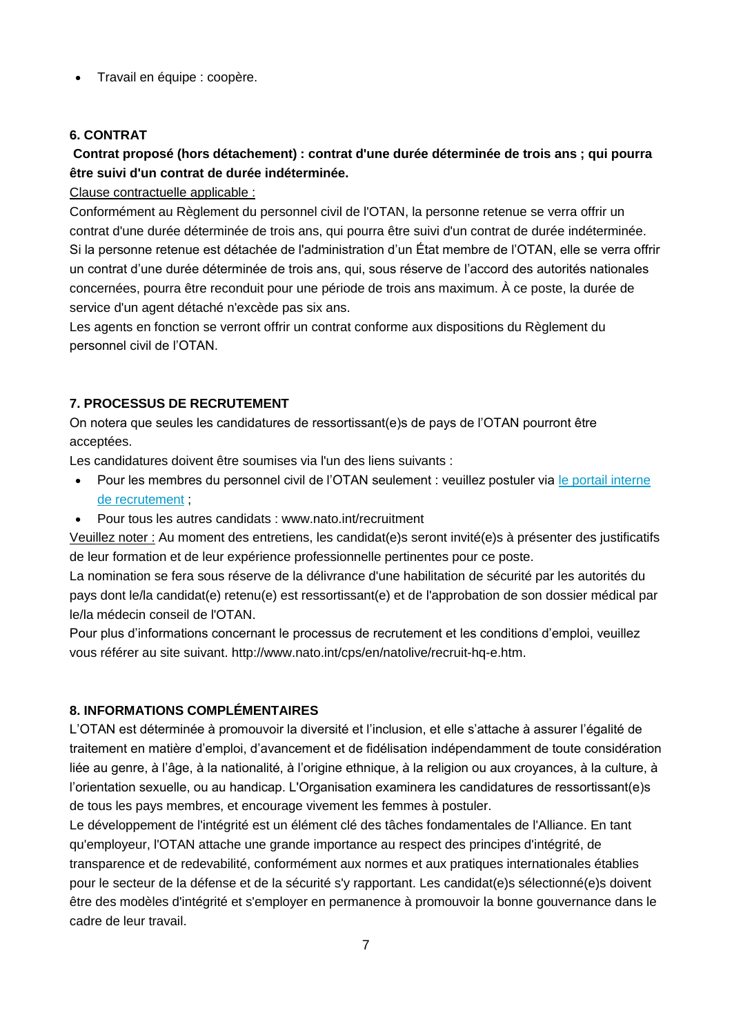- Travail en équipe : coopère.

### 6. CONTRAT

**Contrat proposé (hors détachement) : contrat d'une durée déterminée de trois ans ; qui pourra être suivi d'un contrat de durée indéterminée.**

Clause contractuelle applicable :

Conformément au Règlement du personnel civil de l'OTAN, la personne retenue se verra offrir un contrat d'une durée déterminée de trois ans, qui pourra être suivi d'un contrat de durée indéterminée. Si la personne retenue est détachée de l'administration d'un État membre de l'OTAN, elle se verra offrir un contrat d'une durée déterminée de trois ans, qui, sous réserve de l'accord des autorités nationales concernées, pourra être reconduit pour une période de trois ans maximum. À ce poste, la durée de service d'un agent détaché n'excède pas six ans.

Les agents en fonction se verront offrir un contrat conforme aux dispositions du Règlement du personnel civil de l'OTAN.

### 7. PROCESSUS DE RECRUTEMENT

On notera que seules les candidatures de ressortissant(e)s de pays de l'OTAN pourront être acceptées.

Les candidatures doivent être soumises via l'un des liens suivants :

- Pour les membres du personnel civil de l'OTAN seulement : veuillez postuler via le portail interne de recrutement ;
- Pour tous les autres candidats : www.nato.int/recruitment

Veuillez noter : Au moment des entretiens, les candidat(e)s seront invité(e)s à présenter des justificatifs de leur formation et de leur expérience professionnelle pertinentes pour ce poste.

La nomination se fera sous réserve de la délivrance d'une habilitation de sécurité par les autorités du pays dont le/la candidat(e) retenu(e) est ressortissant(e) et de l'approbation de son dossier médical par le/la médecin conseil de l'OTAN.

Pour plus d'informations concernant le processus de recrutement et les conditions d'emploi, veuillez vous référer au site suivant. http://www.nato.int/cps/en/natolive/recruit-hq-e.htm.

### 8. INFORMATIONS COMPLÉMENTAIRES

L'OTAN est déterminée à promouvoir la diversité et l'inclusion, et elle s'attache à assurer l'égalité de traitement en matière d'emploi, d'avancement et de fidélisation indépendamment de toute considération liée au genre, à l'âge, à la nationalité, à l'origine ethnique, à la religion ou aux croyances, à la culture, à l'orientation sexuelle, ou au handicap. L'Organisation examinera les candidatures de ressortissant(e)s de tous les pays membres, et encourage vivement les femmes à postuler.

Le développement de l'intégrité est un élément clé des tâches fondamentales de l'Alliance. En tant qu'employeur, l'OTAN attache une grande importance au respect des principes d'intégrité, de transparence et de redevabilité, conformément aux normes et aux pratiques internationales établies pour le secteur de la défense et de la sécurité s'y rapportant. Les candidat(e)s sélectionné(e)s doivent être des modèles d'intégrité et s'employer en permanence à promouvoir la bonne gouvernance dans le cadre de leur travail.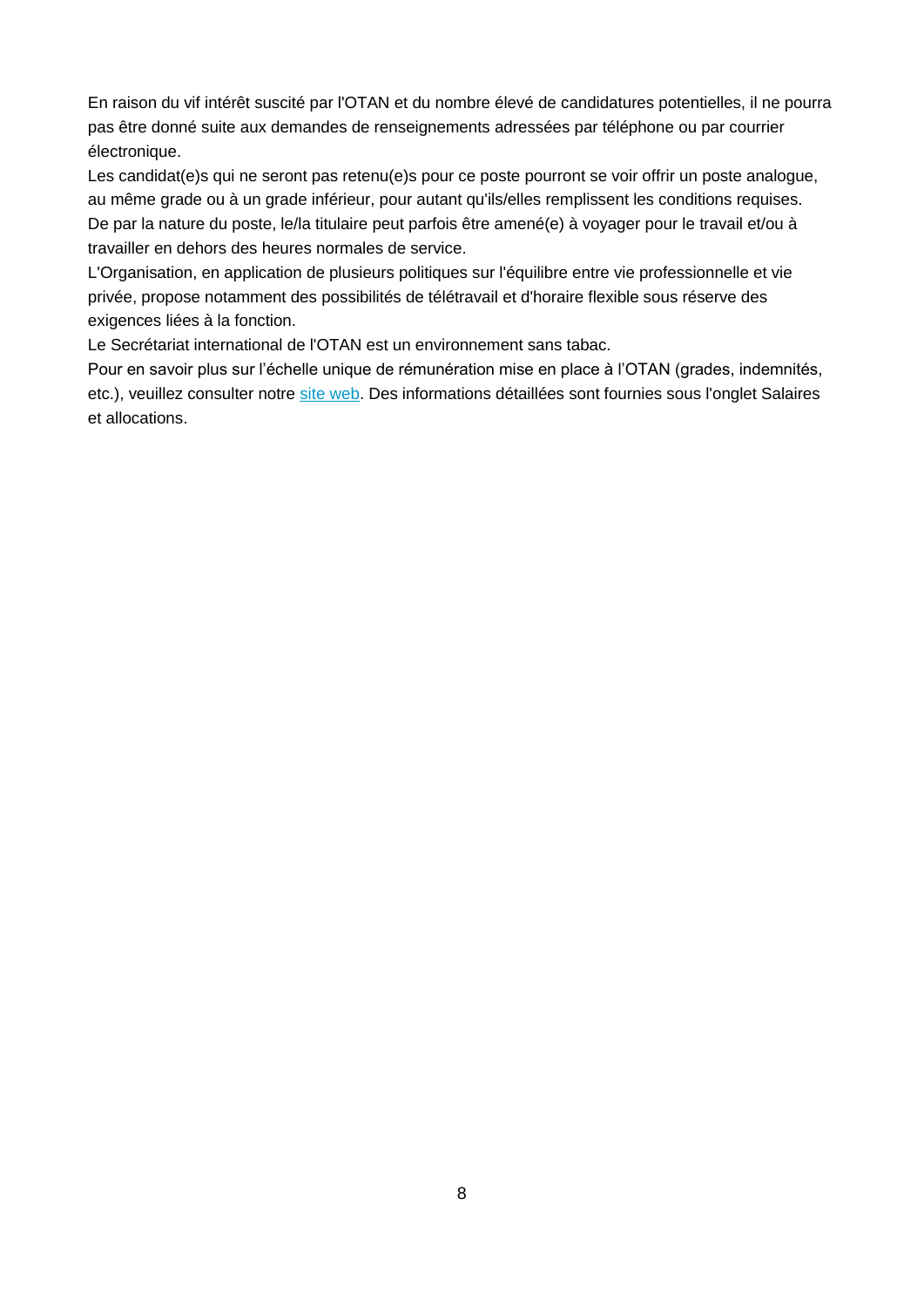En raison du vif intérêt suscité par l'OTAN et du nombre élevé de candidatures potentielles, il ne pourra pas être donné suite aux demandes de renseignements adressées par téléphone ou par courrier électronique.

Les candidat(e)s qui ne seront pas retenu(e)s pour ce poste pourront se voir offrir un poste analogue, au même grade ou à un grade inférieur, pour autant qu'ils/elles remplissent les conditions requises.

De par la nature du poste, le/la titulaire peut parfois être amené(e) à voyager pour le travail et/ou à travailler en dehors des heures normales de service.

L'Organisation, en application de plusieurs politiques sur l'équilibre entre vie professionnelle et vie privée, propose notamment des possibilités de télétravail et d'horaire flexible sous réserve des exigences liées à la fonction.

Le Secrétariat international de l'OTAN est un environnement sans tabac.

Pour en savoir plus sur l'échelle unique de rémunération mise en place à l'OTAN (grades, indemnités, etc.), veuillez consulter notre site web. Des informations détaillées sont fournies sous l'onglet Salaires et allocations.